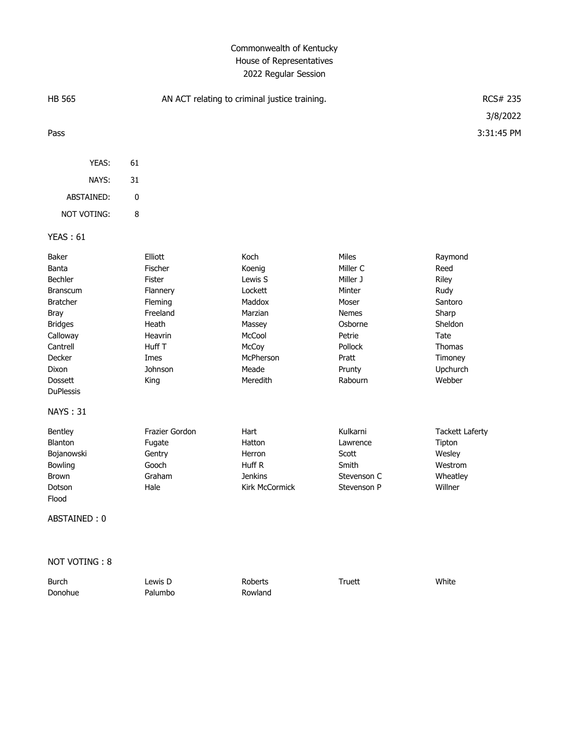# Commonwealth of Kentucky
## House of Representatives
### 2022 Regular Session

HB 565 — AN ACT relating to criminal justice training. — RCS# 235

3/8/2022

Pass — 3:31:45 PM

| | |
|---|---|
| YEAS: | 61 |
| NAYS: | 31 |
| ABSTAINED: | 0 |
| NOT VOTING: | 8 |

**YEAS : 61**

| | | | | |
|---|---|---|---|---|
| Baker | Elliott | Koch | Miles | Raymond |
| Banta | Fischer | Koenig | Miller C | Reed |
| Bechler | Fister | Lewis S | Miller J | Riley |
| Branscum | Flannery | Lockett | Minter | Rudy |
| Bratcher | Fleming | Maddox | Moser | Santoro |
| Bray | Freeland | Marzian | Nemes | Sharp |
| Bridges | Heath | Massey | Osborne | Sheldon |
| Calloway | Heavrin | McCool | Petrie | Tate |
| Cantrell | Huff T | McCoy | Pollock | Thomas |
| Decker | Imes | McPherson | Pratt | Timoney |
| Dixon | Johnson | Meade | Prunty | Upchurch |
| Dossett | King | Meredith | Rabourn | Webber |
| DuPlessis | | | | |

**NAYS : 31**

| | | | | |
|---|---|---|---|---|
| Bentley | Frazier Gordon | Hart | Kulkarni | Tackett Laferty |
| Blanton | Fugate | Hatton | Lawrence | Tipton |
| Bojanowski | Gentry | Herron | Scott | Wesley |
| Bowling | Gooch | Huff R | Smith | Westrom |
| Brown | Graham | Jenkins | Stevenson C | Wheatley |
| Dotson | Hale | Kirk McCormick | Stevenson P | Willner |
| Flood | | | | |

**ABSTAINED : 0**

**NOT VOTING : 8**

| | | | | |
|---|---|---|---|---|
| Burch | Lewis D | Roberts | Truett | White |
| Donohue | Palumbo | Rowland | | |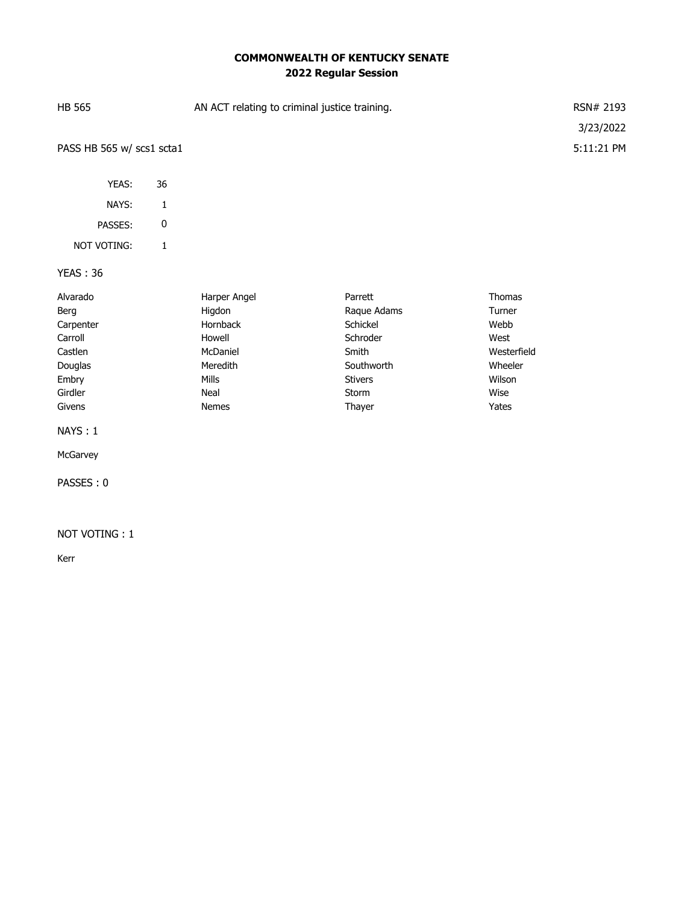**COMMONWEALTH OF KENTUCKY SENATE**
**2022 Regular Session**

| HB 565 | AN ACT relating to criminal justice training. | RSN# 2193 |
|---|---|---|
| | | 3/23/2022 |
| PASS HB 565 w/ scs1 scta1 | | 5:11:21 PM |

| | |
|---|---|
| YEAS: | 36 |
| NAYS: | 1 |
| PASSES: | 0 |
| NOT VOTING: | 1 |

YEAS : 36

| | | | |
|---|---|---|---|
| Alvarado | Harper Angel | Parrett | Thomas |
| Berg | Higdon | Raque Adams | Turner |
| Carpenter | Hornback | Schickel | Webb |
| Carroll | Howell | Schroder | West |
| Castlen | McDaniel | Smith | Westerfield |
| Douglas | Meredith | Southworth | Wheeler |
| Embry | Mills | Stivers | Wilson |
| Girdler | Neal | Storm | Wise |
| Givens | Nemes | Thayer | Yates |

NAYS : 1

McGarvey

PASSES : 0

NOT VOTING : 1

Kerr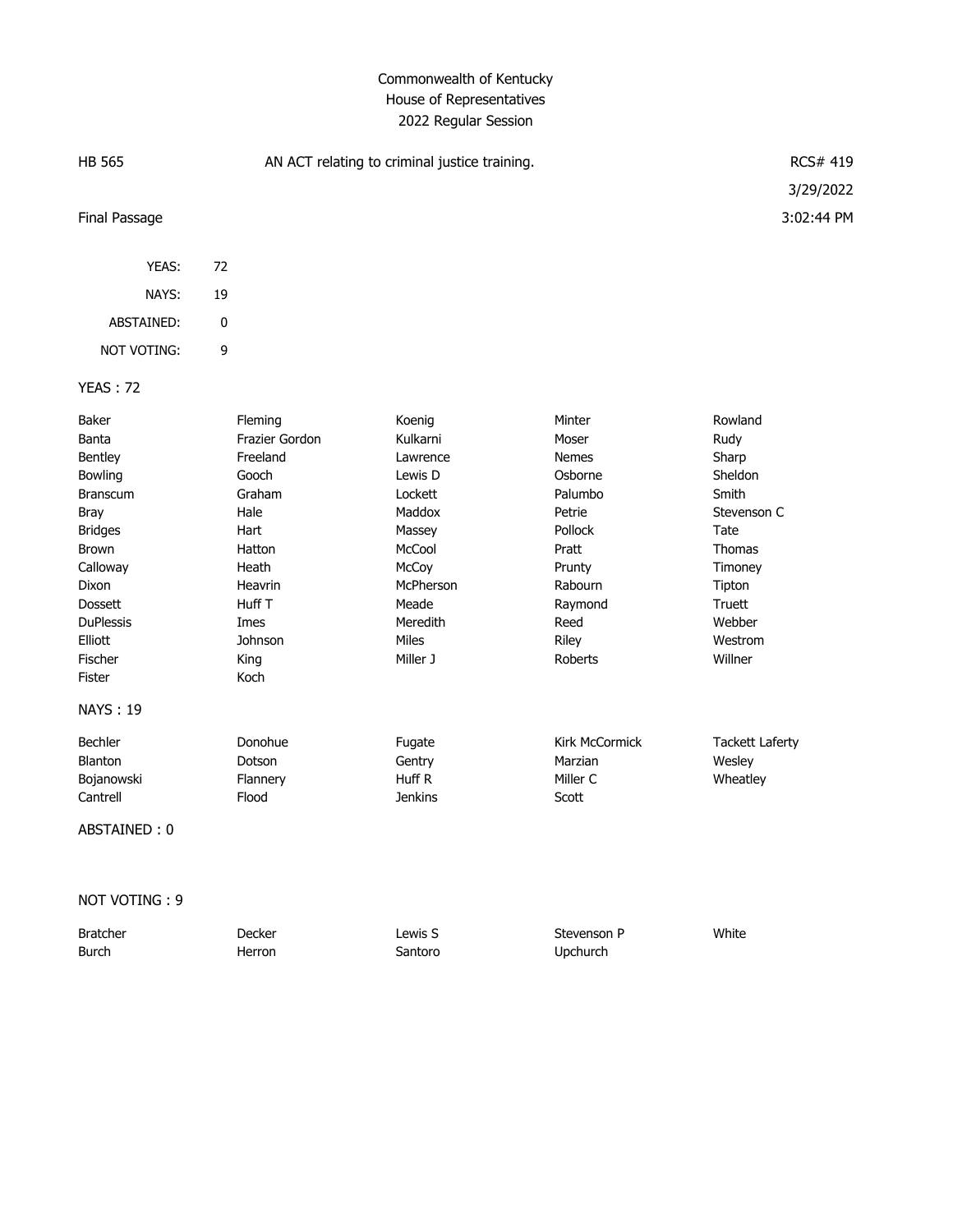Commonwealth of Kentucky
House of Representatives
2022 Regular Session

| | | |
|---|---|---|
| HB 565 | AN ACT relating to criminal justice training. | RCS# 419 |
| | | 3/29/2022 |
| Final Passage | | 3:02:44 PM |

| | |
|---|---|
| YEAS: | 72 |
| NAYS: | 19 |
| ABSTAINED: | 0 |
| NOT VOTING: | 9 |

YEAS : 72

| | | | | |
|---|---|---|---|---|
| Baker | Fleming | Koenig | Minter | Rowland |
| Banta | Frazier Gordon | Kulkarni | Moser | Rudy |
| Bentley | Freeland | Lawrence | Nemes | Sharp |
| Bowling | Gooch | Lewis D | Osborne | Sheldon |
| Branscum | Graham | Lockett | Palumbo | Smith |
| Bray | Hale | Maddox | Petrie | Stevenson C |
| Bridges | Hart | Massey | Pollock | Tate |
| Brown | Hatton | McCool | Pratt | Thomas |
| Calloway | Heath | McCoy | Prunty | Timoney |
| Dixon | Heavrin | McPherson | Rabourn | Tipton |
| Dossett | Huff T | Meade | Raymond | Truett |
| DuPlessis | Imes | Meredith | Reed | Webber |
| Elliott | Johnson | Miles | Riley | Westrom |
| Fischer | King | Miller J | Roberts | Willner |
| Fister | Koch | | | |

NAYS : 19

| | | | | |
|---|---|---|---|---|
| Bechler | Donohue | Fugate | Kirk McCormick | Tackett Laferty |
| Blanton | Dotson | Gentry | Marzian | Wesley |
| Bojanowski | Flannery | Huff R | Miller C | Wheatley |
| Cantrell | Flood | Jenkins | Scott | |

ABSTAINED : 0

NOT VOTING : 9

| | | | | |
|---|---|---|---|---|
| Bratcher | Decker | Lewis S | Stevenson P | White |
| Burch | Herron | Santoro | Upchurch | |